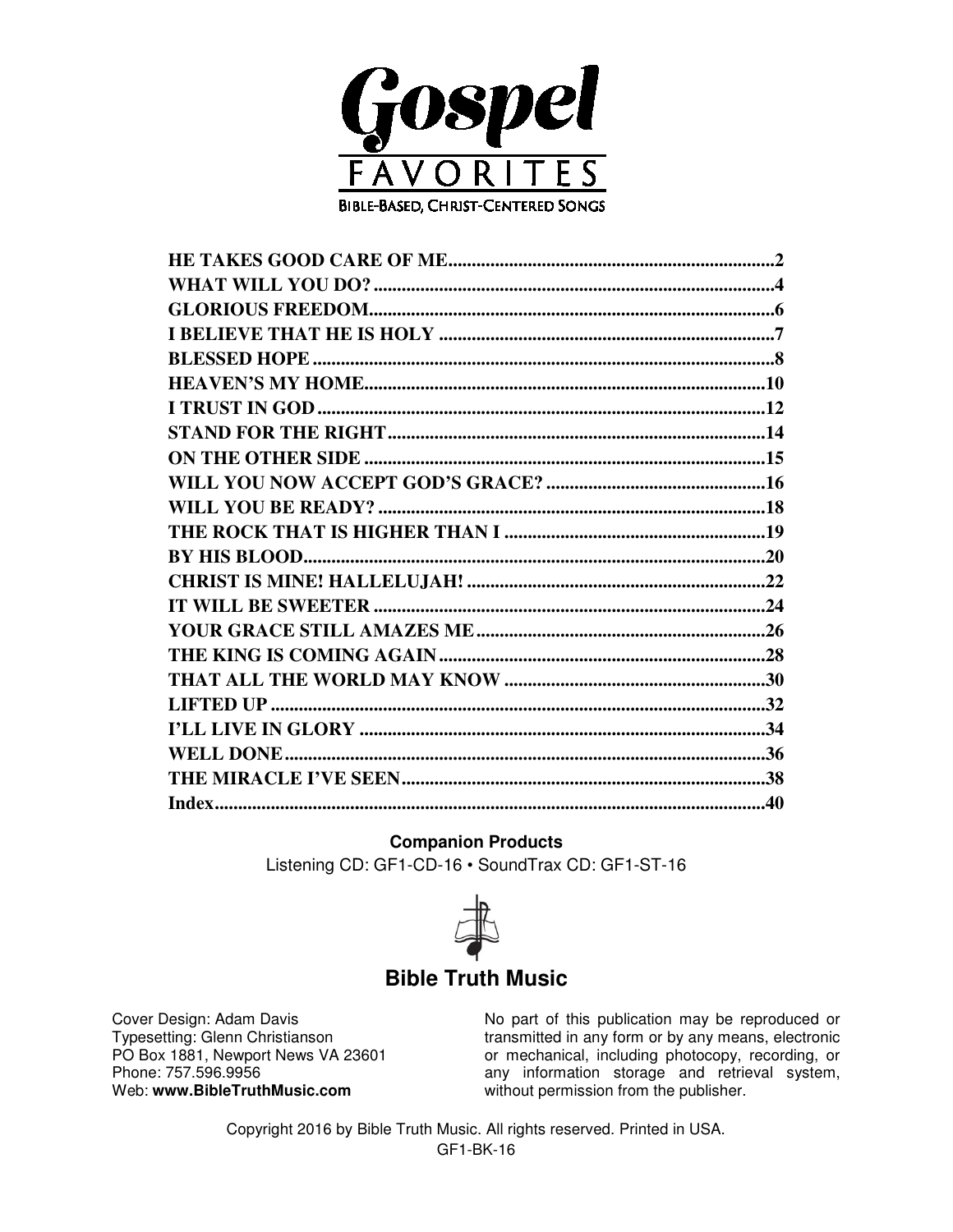# Gospel FAVORITES

BIBLE-BASED, CHRIST-CENTERED SONGS

| | |
|---|---|
| **HE TAKES GOOD CARE OF ME** | **2** |
| **WHAT WILL YOU DO?** | **4** |
| **GLORIOUS FREEDOM** | **6** |
| **I BELIEVE THAT HE IS HOLY** | **7** |
| **BLESSED HOPE** | **8** |
| **HEAVEN'S MY HOME** | **10** |
| **I TRUST IN GOD** | **12** |
| **STAND FOR THE RIGHT** | **14** |
| **ON THE OTHER SIDE** | **15** |
| **WILL YOU NOW ACCEPT GOD'S GRACE?** | **16** |
| **WILL YOU BE READY?** | **18** |
| **THE ROCK THAT IS HIGHER THAN I** | **19** |
| **BY HIS BLOOD** | **20** |
| **CHRIST IS MINE! HALLELUJAH!** | **22** |
| **IT WILL BE SWEETER** | **24** |
| **YOUR GRACE STILL AMAZES ME** | **26** |
| **THE KING IS COMING AGAIN** | **28** |
| **THAT ALL THE WORLD MAY KNOW** | **30** |
| **LIFTED UP** | **32** |
| **I'LL LIVE IN GLORY** | **34** |
| **WELL DONE** | **36** |
| **THE MIRACLE I'VE SEEN** | **38** |
| **Index** | **40** |

**Companion Products**

Listening CD: GF1-CD-16 • SoundTrax CD: GF1-ST-16

**Bible Truth Music**

Cover Design: Adam Davis
Typesetting: Glenn Christianson
PO Box 1881, Newport News VA 23601
Phone: 757.596.9956
Web: **www.BibleTruthMusic.com**

No part of this publication may be reproduced or transmitted in any form or by any means, electronic or mechanical, including photocopy, recording, or any information storage and retrieval system, without permission from the publisher.

Copyright 2016 by Bible Truth Music. All rights reserved. Printed in USA.

GF1-BK-16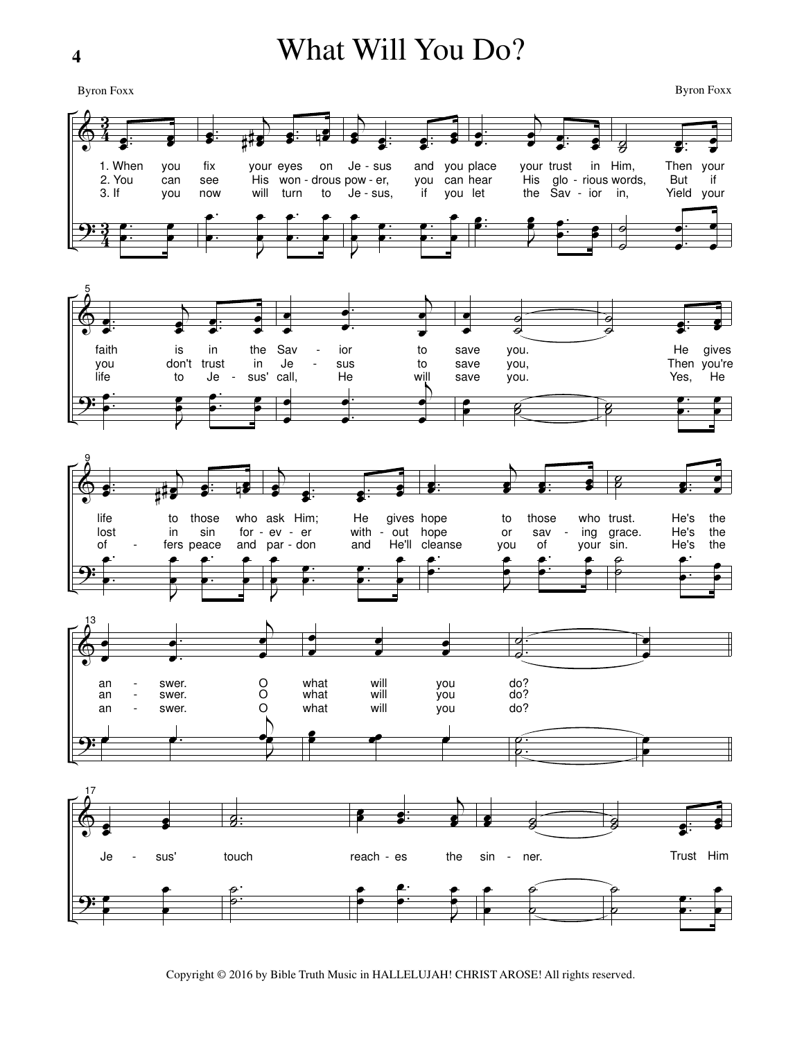# What Will You Do?

Byron Foxx

Byron Foxx

1. When you fix your eyes on Je - sus and you place your trust in Him, Then your faith is in the Sav - ior to save you. He gives life to those who ask Him; He gives hope to those who trust. He's the an - swer. O what will you do?

2. You can see His won - drous pow - er, you can hear His glo - rious words, But if you don't trust in Je - sus to save you, Then you're lost in sin for - ev - er with - out hope or sav - ing grace. He's the an - swer. O what will you do?

3. If you now will turn to Je - sus, if you let the Sav - ior in, Yield your life to Je - sus' call, He will save you. Yes, He of - fers peace and par - don and He'll cleanse you of your sin. He's the an - swer. O what will you do?

Je - sus' touch reach - es the sin - ner. Trust Him

Copyright © 2016 by Bible Truth Music in HALLELUJAH! CHRIST AROSE! All rights reserved.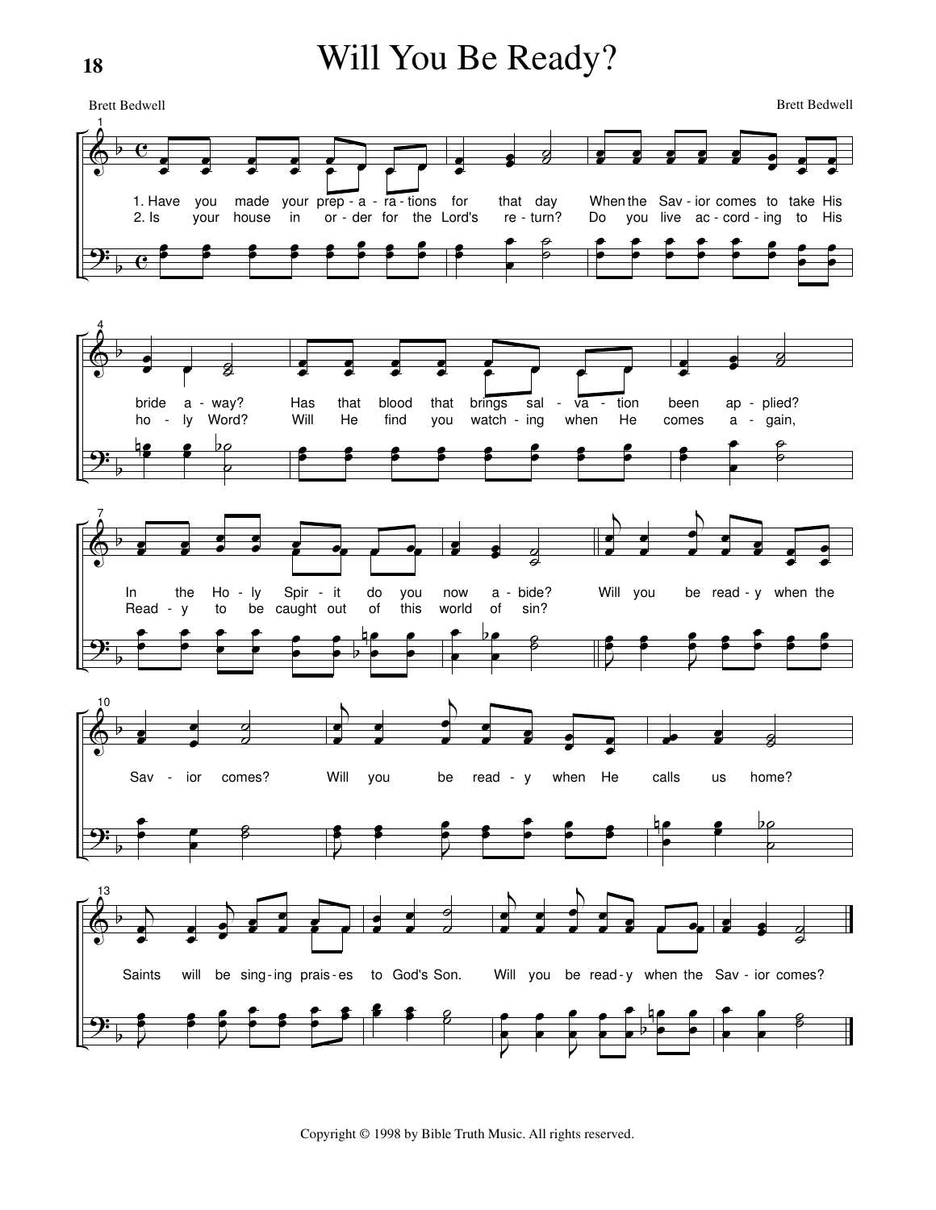# Will You Be Ready?

Brett Bedwell — Brett Bedwell

1. Have you made your prep-a-ra-tions for that day When the Sav-ior comes to take His bride a-way? Has that blood that brings sal-va-tion been ap-plied? In the Ho-ly Spir-it do you now a-bide?

2. Is your house in or-der for the Lord's re-turn? Do you live ac-cord-ing to His ho-ly Word? Will He find you watch-ing when He comes a-gain, Read-y to be caught out of this world of sin?

Will you be read-y when the Sav-ior comes? Will you be read-y when He calls us home? Saints will be sing-ing prais-es to God's Son. Will you be read-y when the Sav-ior comes?

Copyright © 1998 by Bible Truth Music. All rights reserved.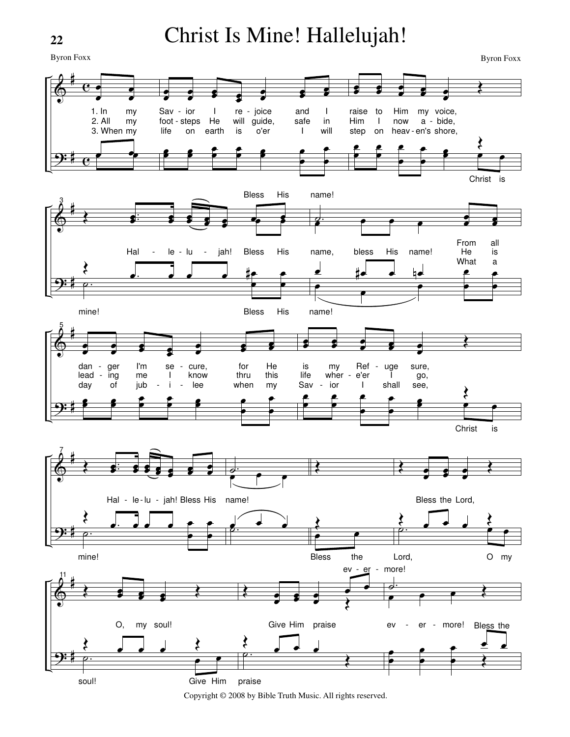# Christ Is Mine! Hallelujah!

Byron Foxx

Byron Foxx

1. In my Savior I rejoice and I raise to Him my voice,
2. All my footsteps He will guide, safe in Him I now abide,
3. When my life on earth is o'er I will step on heaven's shore,

Christ is mine! Hallelujah! Bless His name, bless His name! Bless His name!

From all danger I'm secure, for He is my Refuge sure,
He is leading me I know thru this life where-e'er I go,
What a day of jubilee when my Savior I shall see,

Christ is mine! Hallelujah! Bless His name!

Bless the Lord, O my soul! Bless the Lord, O, my soul! Give Him praise evermore! Give Him praise evermore! Bless the

Copyright © 2008 by Bible Truth Music. All rights reserved.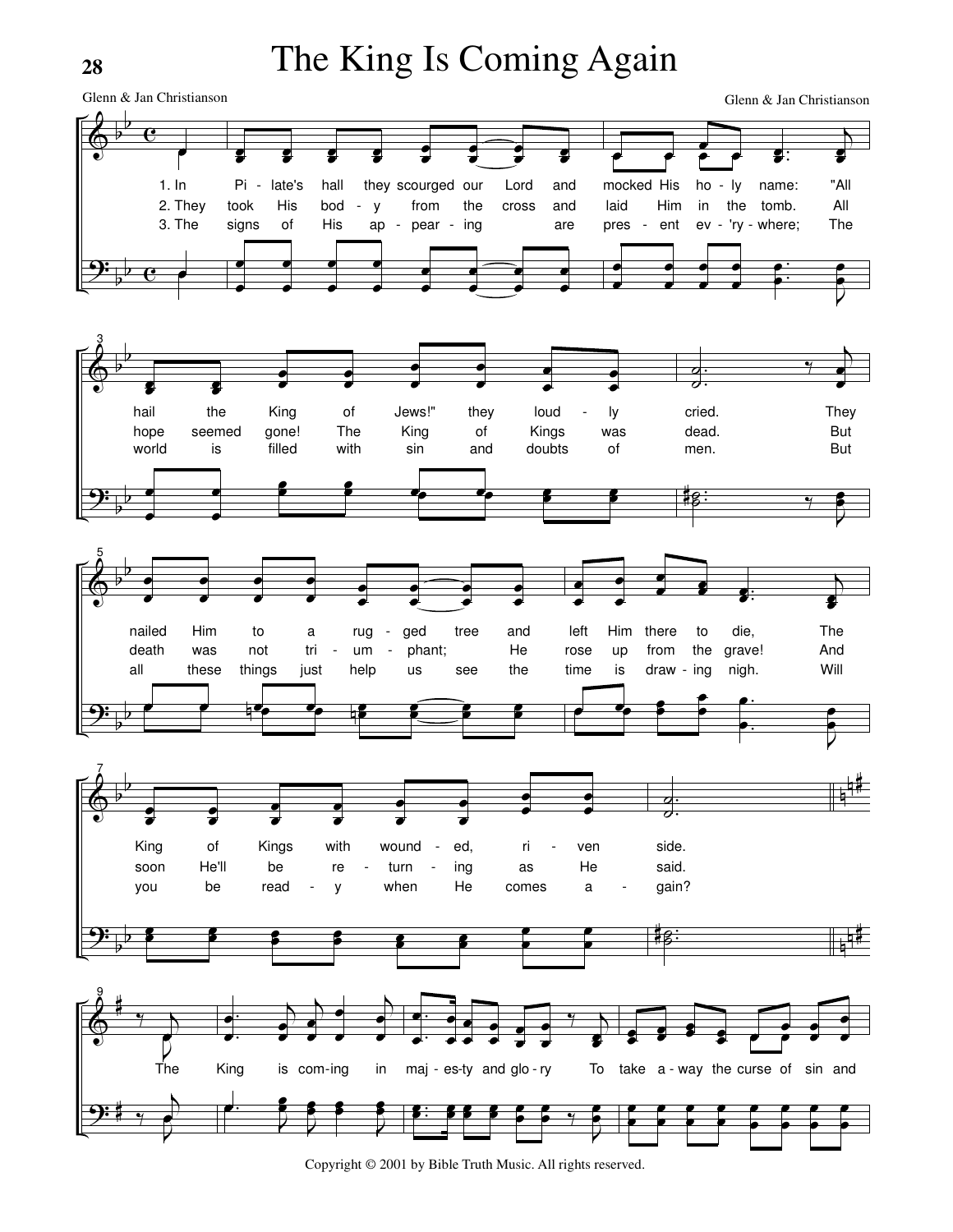# The King Is Coming Again

Glenn & Jan Christianson

Glenn & Jan Christianson

1. In Pi - late's hall they scourged our Lord and mocked His ho - ly name: "All hail the King of Jews!" they loud - ly cried. They nailed Him to a rug - ged tree and left Him there to die, The King of Kings with wound - ed, ri - ven side.

2. They took His bod - y from the cross and laid Him in the tomb. All hope seemed gone! The King of Kings was dead. But death was not tri - um - phant; He rose up from the grave! And soon He'll be re - turn - ing as He said.

3. The signs of His ap - pear - ing are pres - ent ev - 'ry - where; The world is filled with sin and doubts of men. But all these things just help us see the time is draw - ing nigh. Will you be read - y when He comes a - gain?

The King is com-ing in maj - es-ty and glo - ry To take a - way the curse of sin and

Copyright © 2001 by Bible Truth Music. All rights reserved.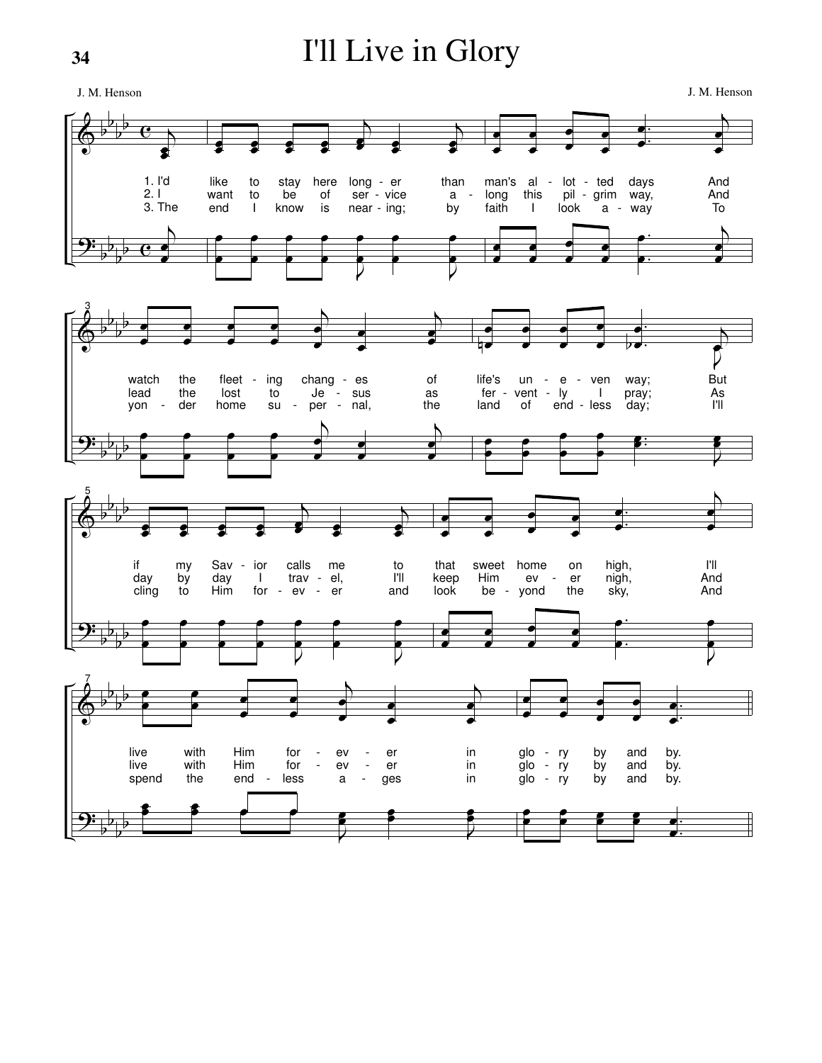# I'll Live in Glory

J. M. Henson — J. M. Henson

1. I'd like to stay here longer than man's allotted days And watch the fleeting changes of life's uneven way; But if my Savior calls me to that sweet home on high, I'll live with Him forever in glory by and by.

2. I want to be of service along this pilgrim way, And lead the lost to Jesus as fervently I pray; As day by day I travel, I'll keep Him ever nigh, And live with Him forever in glory by and by.

3. The end I know is nearing; by faith I look away To yonder home supernal, the land of endless day; I'll cling to Him forever and look beyond the sky, And spend the endless ages in glory by and by.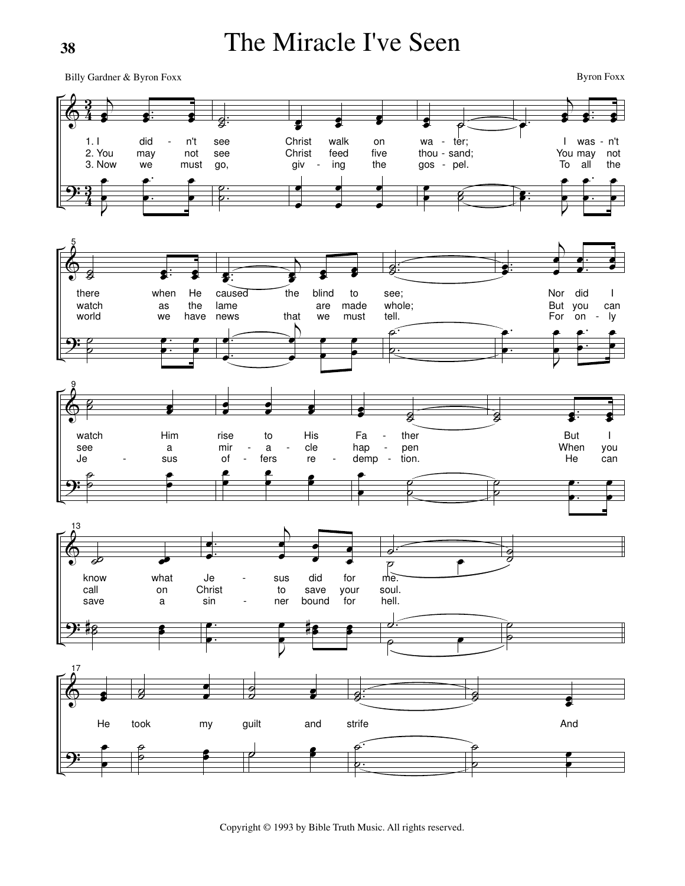# The Miracle I've Seen

Billy Gardner & Byron Foxx

Byron Foxx

1. I didn't see Christ walk on water; I wasn't there when He caused the blind to see; Nor did I watch Him rise to His Father But I know what Jesus did for me.
2. You may not see Christ feed five thousand; You may not watch as the lame are made whole; But you can see a miracle happen When you call on Christ to save your soul.
3. Now we must go, giving the gospel. To all the world we have news that we must tell. For only Jesus offers redemption. He can save a sinner bound for hell.

He took my guilt and strife And

Copyright © 1993 by Bible Truth Music. All rights reserved.